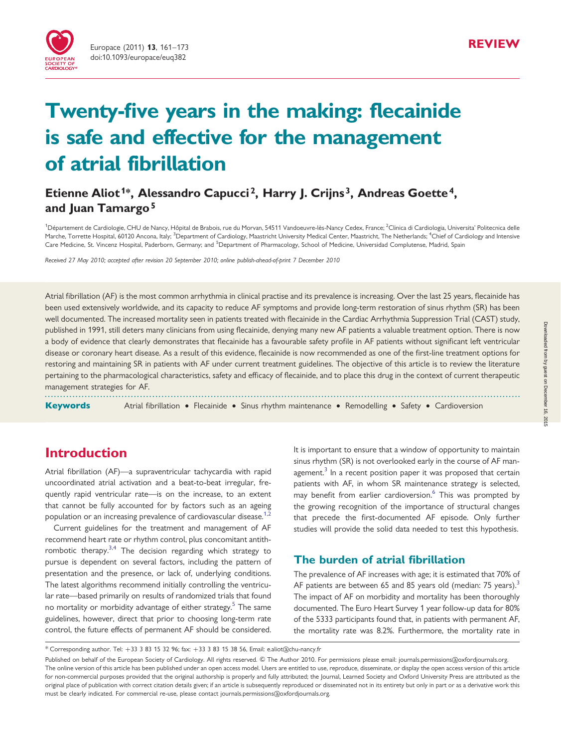REVIEW

# Twenty-five years in the making: flecainide is safe and effective for the management of atrial fibrillation

**Etienne Aliot[1]*, Alessandro Capucci[2], Harry J. Crijns[3], Andreas Goette[4], and Juan Tamargo[5]**

[1]Département de Cardiologie, CHU de Nancy, Hôpital de Brabois, rue du Morvan, 54511 Vandoeuvre-lès-Nancy Cedex, France; [2]Clinica di Cardiologia, Universita' Politecnica delle Marche, Torrette Hospital, 60120 Ancona, Italy; [3]Department of Cardiology, Maastricht University Medical Center, Maastricht, The Netherlands; [4]Chief of Cardiology and Intensive Care Medicine, St. Vincenz Hospital, Paderborn, Germany; and [5]Department of Pharmacology, School of Medicine, Universidad Complutense, Madrid, Spain

*Received 27 May 2010; accepted after revision 20 September 2010; online publish-ahead-of-print 7 December 2010*

Atrial fibrillation (AF) is the most common arrhythmia in clinical practise and its prevalence is increasing. Over the last 25 years, flecainide has been used extensively worldwide, and its capacity to reduce AF symptoms and provide long-term restoration of sinus rhythm (SR) has been well documented. The increased mortality seen in patients treated with flecainide in the Cardiac Arrhythmia Suppression Trial (CAST) study, published in 1991, still deters many clinicians from using flecainide, denying many new AF patients a valuable treatment option. There is now a body of evidence that clearly demonstrates that flecainide has a favourable safety profile in AF patients without significant left ventricular disease or coronary heart disease. As a result of this evidence, flecainide is now recommended as one of the first-line treatment options for restoring and maintaining SR in patients with AF under current treatment guidelines. The objective of this article is to review the literature pertaining to the pharmacological characteristics, safety and efficacy of flecainide, and to place this drug in the context of current therapeutic management strategies for AF.

**Keywords** Atrial fibrillation • Flecainide • Sinus rhythm maintenance • Remodelling • Safety • Cardioversion

## Introduction

Atrial fibrillation (AF)—a supraventricular tachycardia with rapid uncoordinated atrial activation and a beat-to-beat irregular, frequently rapid ventricular rate—is on the increase, to an extent that cannot be fully accounted for by factors such as an ageing population or an increasing prevalence of cardiovascular disease.[1,2]

Current guidelines for the treatment and management of AF recommend heart rate or rhythm control, plus concomitant antithrombotic therapy.[3,4] The decision regarding which strategy to pursue is dependent on several factors, including the pattern of presentation and the presence, or lack of, underlying conditions. The latest algorithms recommend initially controlling the ventricular rate—based primarily on results of randomized trials that found no mortality or morbidity advantage of either strategy.[5] The same guidelines, however, direct that prior to choosing long-term rate control, the future effects of permanent AF should be considered. It is important to ensure that a window of opportunity to maintain sinus rhythm (SR) is not overlooked early in the course of AF management.[3] In a recent position paper it was proposed that certain patients with AF, in whom SR maintenance strategy is selected, may benefit from earlier cardioversion.[6] This was prompted by the growing recognition of the importance of structural changes that precede the first-documented AF episode. Only further studies will provide the solid data needed to test this hypothesis.

### The burden of atrial fibrillation

The prevalence of AF increases with age; it is estimated that 70% of AF patients are between 65 and 85 years old (median: 75 years).[3] The impact of AF on morbidity and mortality has been thoroughly documented. The Euro Heart Survey 1 year follow-up data for 80% of the 5333 participants found that, in patients with permanent AF, the mortality rate was 8.2%. Furthermore, the mortality rate in

\* Corresponding author. Tel: +33 3 83 15 32 96; fax: +33 3 83 15 38 56, Email: e.aliot@chu-nancy.fr

Published on behalf of the European Society of Cardiology. All rights reserved. © The Author 2010. For permissions please email: journals.permissions@oxfordjournals.org. The online version of this article has been published under an open access model. Users are entitled to use, reproduce, disseminate, or display the open access version of this article for non-commercial purposes provided that the original authorship is properly and fully attributed; the Journal, Learned Society and Oxford University Press are attributed as the original place of publication with correct citation details given; if an article is subsequently reproduced or disseminated not in its entirety but only in part or as a derivative work this must be clearly indicated. For commercial re-use, please contact journals.permissions@oxfordjournals.org.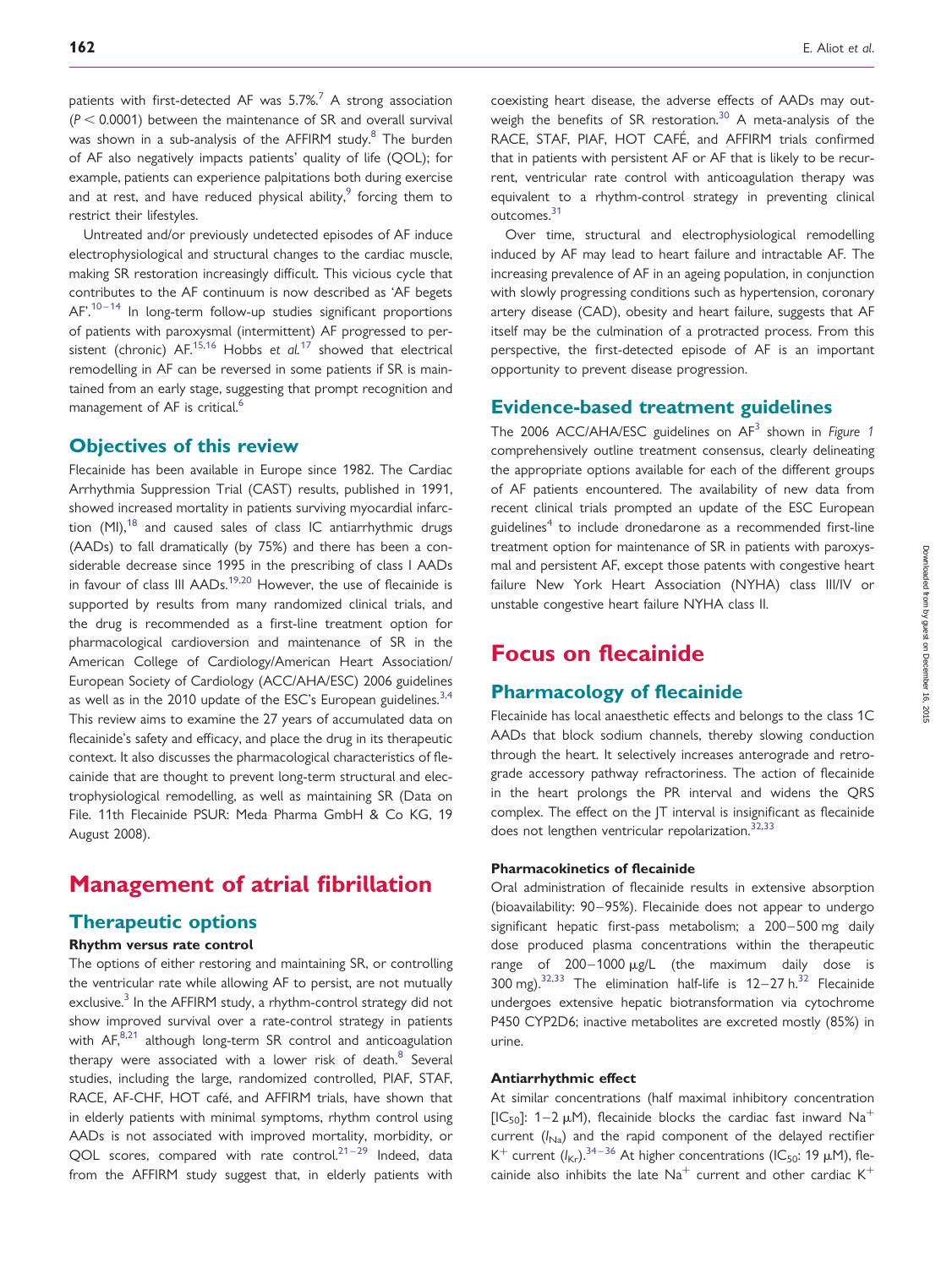patients with first-detected AF was 5.7%.[7] A strong association ($P < 0.0001$) between the maintenance of SR and overall survival was shown in a sub-analysis of the AFFIRM study.[8] The burden of AF also negatively impacts patients' quality of life (QOL); for example, patients can experience palpitations both during exercise and at rest, and have reduced physical ability,[9] forcing them to restrict their lifestyles.

Untreated and/or previously undetected episodes of AF induce electrophysiological and structural changes to the cardiac muscle, making SR restoration increasingly difficult. This vicious cycle that contributes to the AF continuum is now described as 'AF begets AF'.[10–14] In long-term follow-up studies significant proportions of patients with paroxysmal (intermittent) AF progressed to persistent (chronic) AF.[15,16] Hobbs *et al.*[17] showed that electrical remodelling in AF can be reversed in some patients if SR is maintained from an early stage, suggesting that prompt recognition and management of AF is critical.[6]

## Objectives of this review

Flecainide has been available in Europe since 1982. The Cardiac Arrhythmia Suppression Trial (CAST) results, published in 1991, showed increased mortality in patients surviving myocardial infarction (MI),[18] and caused sales of class IC antiarrhythmic drugs (AADs) to fall dramatically (by 75%) and there has been a considerable decrease since 1995 in the prescribing of class I AADs in favour of class III AADs.[19,20] However, the use of flecainide is supported by results from many randomized clinical trials, and the drug is recommended as a first-line treatment option for pharmacological cardioversion and maintenance of SR in the American College of Cardiology/American Heart Association/European Society of Cardiology (ACC/AHA/ESC) 2006 guidelines as well as in the 2010 update of the ESC's European guidelines.[3,4] This review aims to examine the 27 years of accumulated data on flecainide's safety and efficacy, and place the drug in its therapeutic context. It also discusses the pharmacological characteristics of flecainide that are thought to prevent long-term structural and electrophysiological remodelling, as well as maintaining SR (Data on File. 11th Flecainide PSUR: Meda Pharma GmbH & Co KG, 19 August 2008).

# Management of atrial fibrillation

## Therapeutic options

### Rhythm versus rate control

The options of either restoring and maintaining SR, or controlling the ventricular rate while allowing AF to persist, are not mutually exclusive.[3] In the AFFIRM study, a rhythm-control strategy did not show improved survival over a rate-control strategy in patients with AF,[8,21] although long-term SR control and anticoagulation therapy were associated with a lower risk of death.[8] Several studies, including the large, randomized controlled, PIAF, STAF, RACE, AF-CHF, HOT café, and AFFIRM trials, have shown that in elderly patients with minimal symptoms, rhythm control using AADs is not associated with improved mortality, morbidity, or QOL scores, compared with rate control.[21–29] Indeed, data from the AFFIRM study suggest that, in elderly patients with coexisting heart disease, the adverse effects of AADs may outweigh the benefits of SR restoration.[30] A meta-analysis of the RACE, STAF, PIAF, HOT CAFÉ, and AFFIRM trials confirmed that in patients with persistent AF or AF that is likely to be recurrent, ventricular rate control with anticoagulation therapy was equivalent to a rhythm-control strategy in preventing clinical outcomes.[31]

Over time, structural and electrophysiological remodelling induced by AF may lead to heart failure and intractable AF. The increasing prevalence of AF in an ageing population, in conjunction with slowly progressing conditions such as hypertension, coronary artery disease (CAD), obesity and heart failure, suggests that AF itself may be the culmination of a protracted process. From this perspective, the first-detected episode of AF is an important opportunity to prevent disease progression.

## Evidence-based treatment guidelines

The 2006 ACC/AHA/ESC guidelines on AF[3] shown in *Figure 1* comprehensively outline treatment consensus, clearly delineating the appropriate options available for each of the different groups of AF patients encountered. The availability of new data from recent clinical trials prompted an update of the ESC European guidelines[4] to include dronedarone as a recommended first-line treatment option for maintenance of SR in patients with paroxysmal and persistent AF, except those patents with congestive heart failure New York Heart Association (NYHA) class III/IV or unstable congestive heart failure NYHA class II.

# Focus on flecainide

## Pharmacology of flecainide

Flecainide has local anaesthetic effects and belongs to the class 1C AADs that block sodium channels, thereby slowing conduction through the heart. It selectively increases anterograde and retrograde accessory pathway refractoriness. The action of flecainide in the heart prolongs the PR interval and widens the QRS complex. The effect on the JT interval is insignificant as flecainide does not lengthen ventricular repolarization.[32,33]

### Pharmacokinetics of flecainide

Oral administration of flecainide results in extensive absorption (bioavailability: 90–95%). Flecainide does not appear to undergo significant hepatic first-pass metabolism; a 200–500 mg daily dose produced plasma concentrations within the therapeutic range of 200–1000 μg/L (the maximum daily dose is 300 mg).[32,33] The elimination half-life is 12–27 h.[32] Flecainide undergoes extensive hepatic biotransformation via cytochrome P450 CYP2D6; inactive metabolites are excreted mostly (85%) in urine.

### Antiarrhythmic effect

At similar concentrations (half maximal inhibitory concentration [$IC_{50}$]: 1–2 μM), flecainide blocks the cardiac fast inward $Na^+$ current ($I_{Na}$) and the rapid component of the delayed rectifier $K^+$ current ($I_{Kr}$).[34–36] At higher concentrations ($IC_{50}$: 19 μM), flecainide also inhibits the late $Na^+$ current and other cardiac $K^+$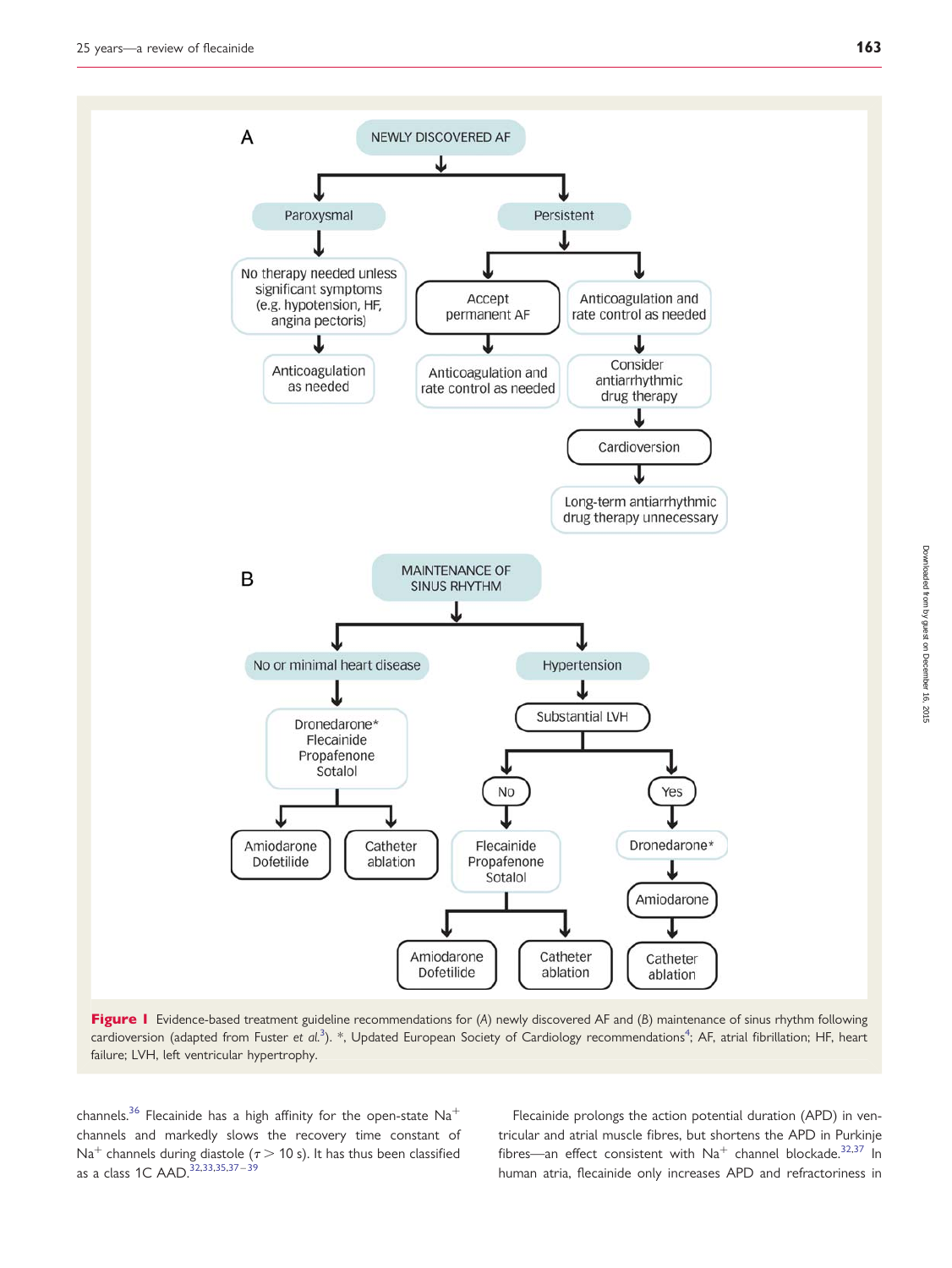A

NEWLY DISCOVERED AF

- Paroxysmal
  - No therapy needed unless significant symptoms (e.g. hypotension, HF, angina pectoris)
    - Anticoagulation as needed
- Persistent
  - Accept permanent AF
    - Anticoagulation and rate control as needed
  - Anticoagulation and rate control as needed
    - Consider antiarrhythmic drug therapy
      - Cardioversion
        - Long-term antiarrhythmic drug therapy unnecessary

B

MAINTENANCE OF SINUS RHYTHM

- No or minimal heart disease
  - Dronedarone* Flecainide Propafenone Sotalol
    - Amiodarone Dofetilide
    - Catheter ablation
- Hypertension
  - Substantial LVH
    - No
      - Flecainide Propafenone Sotalol
        - Amiodarone Dofetilide
        - Catheter ablation
    - Yes
      - Dronedarone*
        - Amiodarone
          - Catheter ablation

**Figure 1** Evidence-based treatment guideline recommendations for (*A*) newly discovered AF and (*B*) maintenance of sinus rhythm following cardioversion (adapted from Fuster *et al.*[3]). *, Updated European Society of Cardiology recommendations[4]; AF, atrial fibrillation; HF, heart failure; LVH, left ventricular hypertrophy.

channels.[36] Flecainide has a high affinity for the open-state $Na^+$ channels and markedly slows the recovery time constant of $Na^+$ channels during diastole ($\tau > 10$ s). It has thus been classified as a class 1C AAD.[32,33,35,37–39]

Flecainide prolongs the action potential duration (APD) in ventricular and atrial muscle fibres, but shortens the APD in Purkinje fibres—an effect consistent with $Na^+$ channel blockade.[32,37] In human atria, flecainide only increases APD and refractoriness in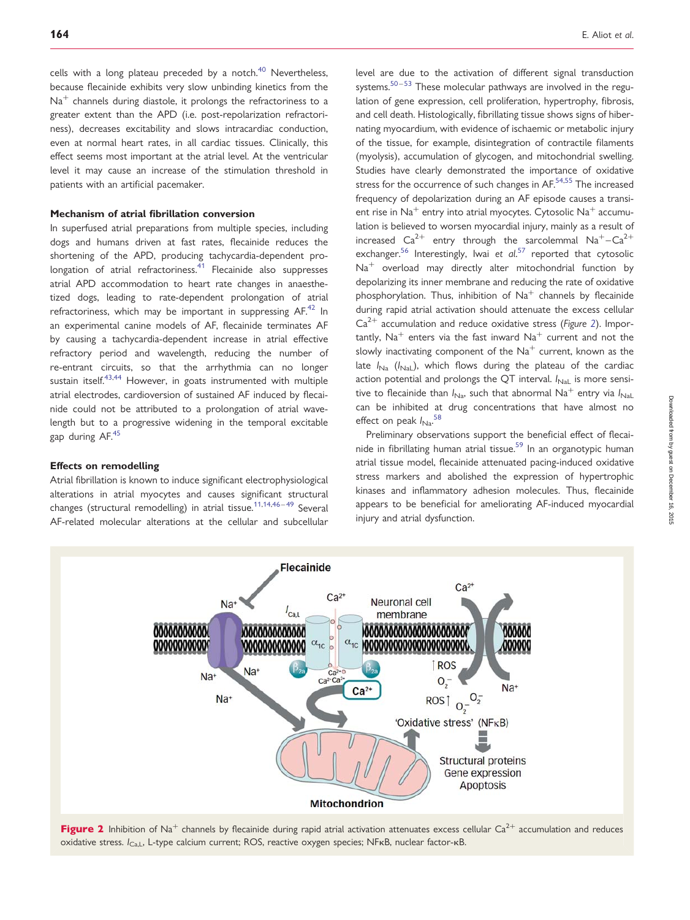cells with a long plateau preceded by a notch.[40] Nevertheless, because flecainide exhibits very slow unbinding kinetics from the $Na^+$ channels during diastole, it prolongs the refractoriness to a greater extent than the APD (i.e. post-repolarization refractoriness), decreases excitability and slows intracardiac conduction, even at normal heart rates, in all cardiac tissues. Clinically, this effect seems most important at the atrial level. At the ventricular level it may cause an increase of the stimulation threshold in patients with an artificial pacemaker.

### Mechanism of atrial fibrillation conversion

In superfused atrial preparations from multiple species, including dogs and humans driven at fast rates, flecainide reduces the shortening of the APD, producing tachycardia-dependent prolongation of atrial refractoriness.[41] Flecainide also suppresses atrial APD accommodation to heart rate changes in anaesthetized dogs, leading to rate-dependent prolongation of atrial refractoriness, which may be important in suppressing AF.[42] In an experimental canine models of AF, flecainide terminates AF by causing a tachycardia-dependent increase in atrial effective refractory period and wavelength, reducing the number of re-entrant circuits, so that the arrhythmia can no longer sustain itself.[43,44] However, in goats instrumented with multiple atrial electrodes, cardioversion of sustained AF induced by flecainide could not be attributed to a prolongation of atrial wavelength but to a progressive widening in the temporal excitable gap during AF.[45]

### Effects on remodelling

Atrial fibrillation is known to induce significant electrophysiological alterations in atrial myocytes and causes significant structural changes (structural remodelling) in atrial tissue.[11,14,46–49] Several AF-related molecular alterations at the cellular and subcellular level are due to the activation of different signal transduction systems.[50–53] These molecular pathways are involved in the regulation of gene expression, cell proliferation, hypertrophy, fibrosis, and cell death. Histologically, fibrillating tissue shows signs of hibernating myocardium, with evidence of ischaemic or metabolic injury of the tissue, for example, disintegration of contractile filaments (myolysis), accumulation of glycogen, and mitochondrial swelling. Studies have clearly demonstrated the importance of oxidative stress for the occurrence of such changes in AF.[54,55] The increased frequency of depolarization during an AF episode causes a transient rise in $Na^+$ entry into atrial myocytes. Cytosolic $Na^+$ accumulation is believed to worsen myocardial injury, mainly as a result of increased $Ca^{2+}$ entry through the sarcolemmal $Na^+$–$Ca^{2+}$ exchanger.[56] Interestingly, Iwai *et al.*[57] reported that cytosolic $Na^+$ overload may directly alter mitochondrial function by depolarizing its inner membrane and reducing the rate of oxidative phosphorylation. Thus, inhibition of $Na^+$ channels by flecainide during rapid atrial activation should attenuate the excess cellular $Ca^{2+}$ accumulation and reduce oxidative stress (*Figure 2*). Importantly, $Na^+$ enters via the fast inward $Na^+$ current and not the slowly inactivating component of the $Na^+$ current, known as the late $I_{Na}$ ($I_{NaL}$), which flows during the plateau of the cardiac action potential and prolongs the QT interval. $I_{NaL}$ is more sensitive to flecainide than $I_{Na}$, such that abnormal $Na^+$ entry via $I_{NaL}$ can be inhibited at drug concentrations that have almost no effect on peak $I_{Na}$.[58]

Preliminary observations support the beneficial effect of flecainide in fibrillating human atrial tissue.[59] In an organotypic human atrial tissue model, flecainide attenuated pacing-induced oxidative stress markers and abolished the expression of hypertrophic kinases and inflammatory adhesion molecules. Thus, flecainide appears to be beneficial for ameliorating AF-induced myocardial injury and atrial dysfunction.

**Figure 2** Inhibition of $Na^+$ channels by flecainide during rapid atrial activation attenuates excess cellular $Ca^{2+}$ accumulation and reduces oxidative stress. $I_{Ca,L}$, L-type calcium current; ROS, reactive oxygen species; NFκB, nuclear factor-κB.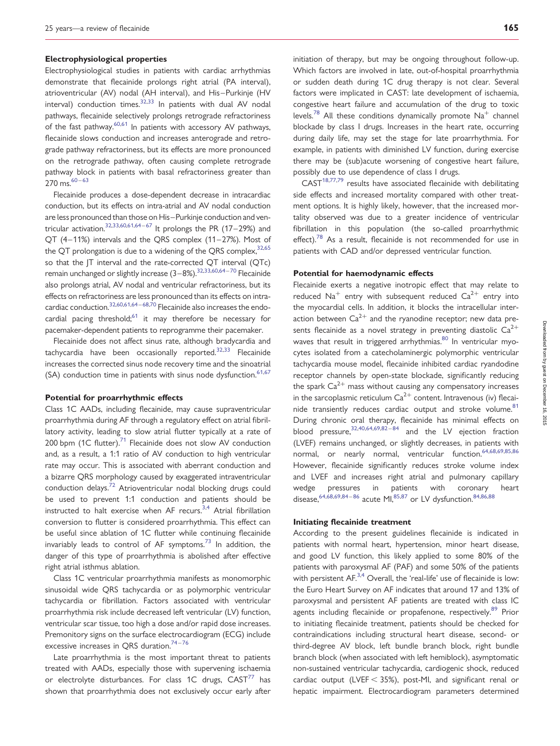#### Electrophysiological properties

Electrophysiological studies in patients with cardiac arrhythmias demonstrate that flecainide prolongs right atrial (PA interval), atrioventricular (AV) nodal (AH interval), and His–Purkinje (HV interval) conduction times.[32,33] In patients with dual AV nodal pathways, flecainide selectively prolongs retrograde refractoriness of the fast pathway.[60,61] In patients with accessory AV pathways, flecainide slows conduction and increases anterograde and retrograde pathway refractoriness, but its effects are more pronounced on the retrograde pathway, often causing complete retrograde pathway block in patients with basal refractoriness greater than 270 ms.[60–63]

Flecainide produces a dose-dependent decrease in intracardiac conduction, but its effects on intra-atrial and AV nodal conduction are less pronounced than those on His–Purkinje conduction and ventricular activation.[32,33,60,61,64–67] It prolongs the PR (17–29%) and QT (4–11%) intervals and the QRS complex (11–27%). Most of the QT prolongation is due to a widening of the QRS complex,[32,65] so that the JT interval and the rate-corrected QT interval (QTc) remain unchanged or slightly increase (3–8%).[32,33,60,64–70] Flecainide also prolongs atrial, AV nodal and ventricular refractoriness, but its effects on refractoriness are less pronounced than its effects on intracardiac conduction.[32,60,61,64–68,70] Flecainide also increases the endocardial pacing threshold;[61] it may therefore be necessary for pacemaker-dependent patients to reprogramme their pacemaker.

Flecainide does not affect sinus rate, although bradycardia and tachycardia have been occasionally reported.[32,33] Flecainide increases the corrected sinus node recovery time and the sinoatrial (SA) conduction time in patients with sinus node dysfunction.[61,67]

#### Potential for proarrhythmic effects

Class 1C AADs, including flecainide, may cause supraventricular proarrhythmia during AF through a regulatory effect on atrial fibrillatory activity, leading to slow atrial flutter typically at a rate of 200 bpm (1C flutter).[71] Flecainide does not slow AV conduction and, as a result, a 1:1 ratio of AV conduction to high ventricular rate may occur. This is associated with aberrant conduction and a bizarre QRS morphology caused by exaggerated intraventricular conduction delays.[72] Atrioventricular nodal blocking drugs could be used to prevent 1:1 conduction and patients should be instructed to halt exercise when AF recurs.[3,4] Atrial fibrillation conversion to flutter is considered proarrhythmia. This effect can be useful since ablation of 1C flutter while continuing flecainide invariably leads to control of AF symptoms.[73] In addition, the danger of this type of proarrhythmia is abolished after effective right atrial isthmus ablation.

Class 1C ventricular proarrhythmia manifests as monomorphic sinusoidal wide QRS tachycardia or as polymorphic ventricular tachycardia or fibrillation. Factors associated with ventricular proarrhythmia risk include decreased left ventricular (LV) function, ventricular scar tissue, too high a dose and/or rapid dose increases. Premonitory signs on the surface electrocardiogram (ECG) include excessive increases in QRS duration.[74–76]

Late proarrhythmia is the most important threat to patients treated with AADs, especially those with supervening ischaemia or electrolyte disturbances. For class 1C drugs, CAST[77] has shown that proarrhythmia does not exclusively occur early after initiation of therapy, but may be ongoing throughout follow-up. Which factors are involved in late, out-of-hospital proarrhythmia or sudden death during 1C drug therapy is not clear. Several factors were implicated in CAST: late development of ischaemia, congestive heart failure and accumulation of the drug to toxic levels.[78] All these conditions dynamically promote $Na^+$ channel blockade by class I drugs. Increases in the heart rate, occurring during daily life, may set the stage for late proarrhythmia. For example, in patients with diminished LV function, during exercise there may be (sub)acute worsening of congestive heart failure, possibly due to use dependence of class I drugs.

CAST[18,77,79] results have associated flecainide with debilitating side effects and increased mortality compared with other treatment options. It is highly likely, however, that the increased mortality observed was due to a greater incidence of ventricular fibrillation in this population (the so-called proarrhythmic effect).[78] As a result, flecainide is not recommended for use in patients with CAD and/or depressed ventricular function.

#### Potential for haemodynamic effects

Flecainide exerts a negative inotropic effect that may relate to reduced $Na^+$ entry with subsequent reduced $Ca^{2+}$ entry into the myocardial cells. In addition, it blocks the intracellular interaction between $Ca^{2+}$ and the ryanodine receptor; new data presents flecainide as a novel strategy in preventing diastolic $Ca^{2+}$ waves that result in triggered arrhythmias.[80] In ventricular myocytes isolated from a catecholaminergic polymorphic ventricular tachycardia mouse model, flecainide inhibited cardiac ryandodine receptor channels by open-state blockade, significantly reducing the spark $Ca^{2+}$ mass without causing any compensatory increases in the sarcoplasmic reticulum $Ca^{2+}$ content. Intravenous (iv) flecainide transiently reduces cardiac output and stroke volume.[81] During chronic oral therapy, flecainide has minimal effects on blood pressure,[32,40,64,69,82–84] and the LV ejection fraction (LVEF) remains unchanged, or slightly decreases, in patients with normal, or nearly normal, ventricular function.[64,68,69,85,86] However, flecainide significantly reduces stroke volume index and LVEF and increases right atrial and pulmonary capillary wedge pressures in patients with coronary heart disease,[64,68,69,84–86] acute MI,[85,87] or LV dysfunction.[84,86,88]

#### Initiating flecainide treatment

According to the present guidelines flecainide is indicated in patients with normal heart, hypertension, minor heart disease, and good LV function, this likely applied to some 80% of the patients with paroxysmal AF (PAF) and some 50% of the patients with persistent AF.[3,4] Overall, the 'real-life' use of flecainide is low: the Euro Heart Survey on AF indicates that around 17 and 13% of paroxysmal and persistent AF patients are treated with class IC agents including flecainide or propafenone, respectively.[89] Prior to initiating flecainide treatment, patients should be checked for contraindications including structural heart disease, second- or third-degree AV block, left bundle branch block, right bundle branch block (when associated with left hemiblock), asymptomatic non-sustained ventricular tachycardia, cardiogenic shock, reduced cardiac output (LVEF < 35%), post-MI, and significant renal or hepatic impairment. Electrocardiogram parameters determined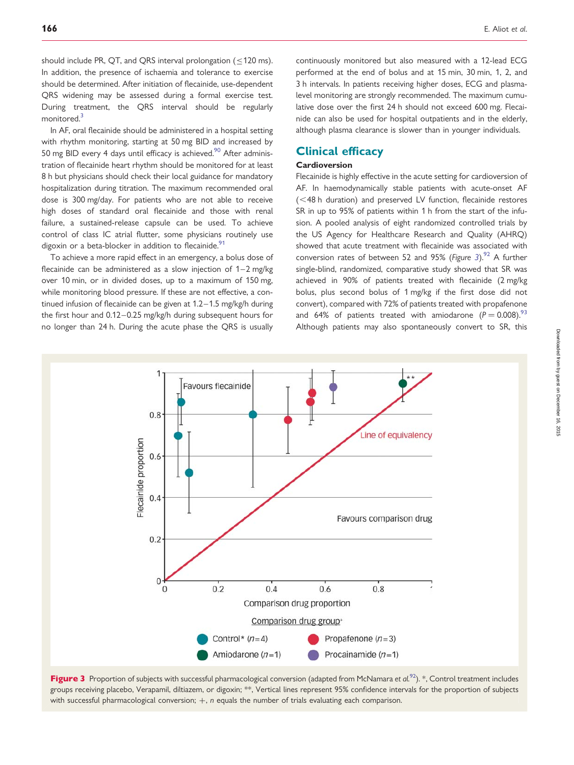should include PR, QT, and QRS interval prolongation (≤120 ms). In addition, the presence of ischaemia and tolerance to exercise should be determined. After initiation of flecainide, use-dependent QRS widening may be assessed during a formal exercise test. During treatment, the QRS interval should be regularly monitored.[3]

In AF, oral flecainide should be administered in a hospital setting with rhythm monitoring, starting at 50 mg BID and increased by 50 mg BID every 4 days until efficacy is achieved.[90] After administration of flecainide heart rhythm should be monitored for at least 8 h but physicians should check their local guidance for mandatory hospitalization during titration. The maximum recommended oral dose is 300 mg/day. For patients who are not able to receive high doses of standard oral flecainide and those with renal failure, a sustained-release capsule can be used. To achieve control of class IC atrial flutter, some physicians routinely use digoxin or a beta-blocker in addition to flecainide.[91]

To achieve a more rapid effect in an emergency, a bolus dose of flecainide can be administered as a slow injection of 1–2 mg/kg over 10 min, or in divided doses, up to a maximum of 150 mg, while monitoring blood pressure. If these are not effective, a continued infusion of flecainide can be given at 1.2–1.5 mg/kg/h during the first hour and 0.12–0.25 mg/kg/h during subsequent hours for no longer than 24 h. During the acute phase the QRS is usually continuously monitored but also measured with a 12-lead ECG performed at the end of bolus and at 15 min, 30 min, 1, 2, and 3 h intervals. In patients receiving higher doses, ECG and plasma-level monitoring are strongly recommended. The maximum cumulative dose over the first 24 h should not exceed 600 mg. Flecainide can also be used for hospital outpatients and in the elderly, although plasma clearance is slower than in younger individuals.

## Clinical efficacy

### Cardioversion

Flecainide is highly effective in the acute setting for cardioversion of AF. In haemodynamically stable patients with acute-onset AF (<48 h duration) and preserved LV function, flecainide restores SR in up to 95% of patients within 1 h from the start of the infusion. A pooled analysis of eight randomized controlled trials by the US Agency for Healthcare Research and Quality (AHRQ) showed that acute treatment with flecainide was associated with conversion rates of between 52 and 95% (*Figure 3*).[92] A further single-blind, randomized, comparative study showed that SR was achieved in 90% of patients treated with flecainide (2 mg/kg bolus, plus second bolus of 1 mg/kg if the first dose did not convert), compared with 72% of patients treated with propafenone and 64% of patients treated with amiodarone ($P = 0.008$).[93] Although patients may also spontaneously convert to SR, this

**Figure 3** Proportion of subjects with successful pharmacological conversion (adapted from McNamara *et al.*[92]). *, Control treatment includes groups receiving placebo, Verapamil, diltiazem, or digoxin; **, Vertical lines represent 95% confidence intervals for the proportion of subjects with successful pharmacological conversion; +, *n* equals the number of trials evaluating each comparison.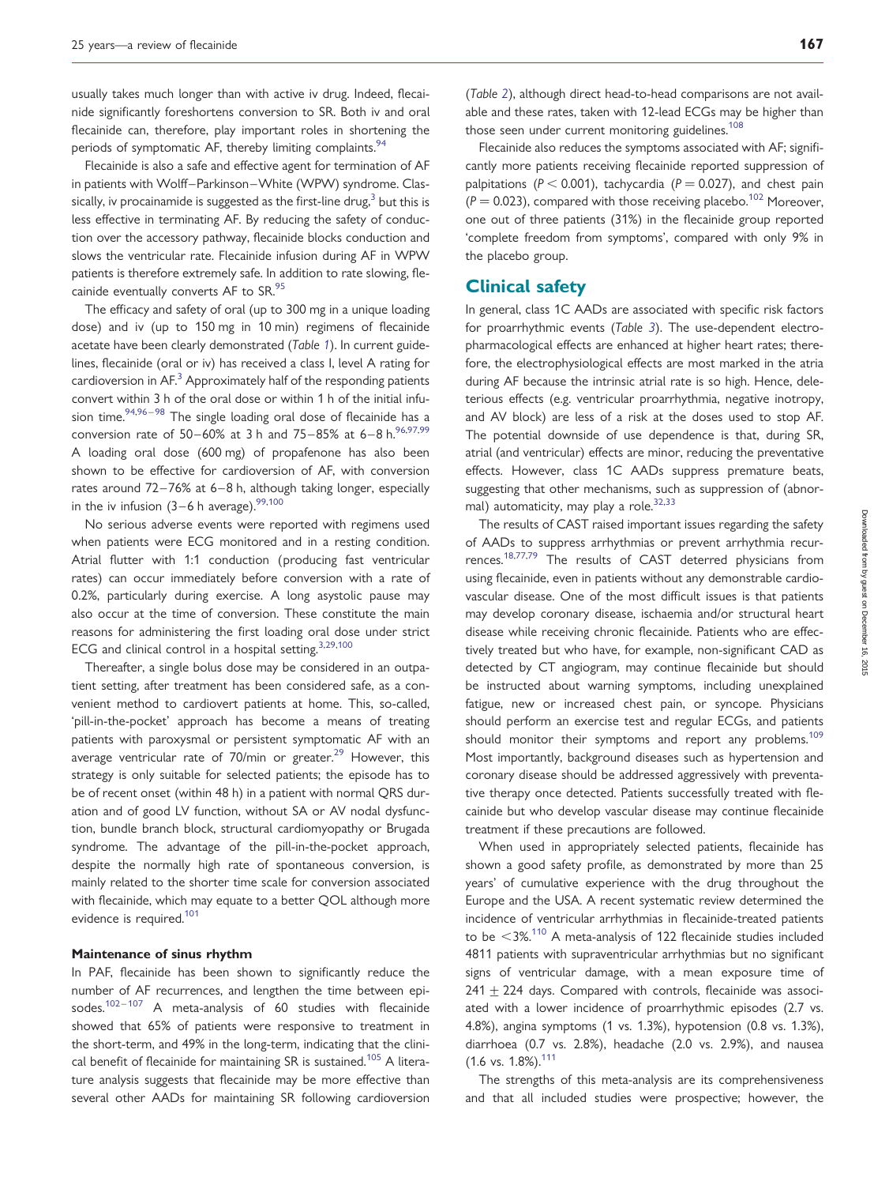usually takes much longer than with active iv drug. Indeed, flecainide significantly foreshortens conversion to SR. Both iv and oral flecainide can, therefore, play important roles in shortening the periods of symptomatic AF, thereby limiting complaints.[94]

Flecainide is also a safe and effective agent for termination of AF in patients with Wolff–Parkinson–White (WPW) syndrome. Classically, iv procainamide is suggested as the first-line drug,[3] but this is less effective in terminating AF. By reducing the safety of conduction over the accessory pathway, flecainide blocks conduction and slows the ventricular rate. Flecainide infusion during AF in WPW patients is therefore extremely safe. In addition to rate slowing, flecainide eventually converts AF to SR.[95]

The efficacy and safety of oral (up to 300 mg in a unique loading dose) and iv (up to 150 mg in 10 min) regimens of flecainide acetate have been clearly demonstrated (*Table 1*). In current guidelines, flecainide (oral or iv) has received a class I, level A rating for cardioversion in AF.[3] Approximately half of the responding patients convert within 3 h of the oral dose or within 1 h of the initial infusion time.[94,96–98] The single loading oral dose of flecainide has a conversion rate of 50–60% at 3 h and 75–85% at 6–8 h.[96,97,99] A loading oral dose (600 mg) of propafenone has also been shown to be effective for cardioversion of AF, with conversion rates around 72–76% at 6–8 h, although taking longer, especially in the iv infusion (3–6 h average).[99,100]

No serious adverse events were reported with regimens used when patients were ECG monitored and in a resting condition. Atrial flutter with 1:1 conduction (producing fast ventricular rates) can occur immediately before conversion with a rate of 0.2%, particularly during exercise. A long asystolic pause may also occur at the time of conversion. These constitute the main reasons for administering the first loading oral dose under strict ECG and clinical control in a hospital setting.[3,29,100]

Thereafter, a single bolus dose may be considered in an outpatient setting, after treatment has been considered safe, as a convenient method to cardiovert patients at home. This, so-called, 'pill-in-the-pocket' approach has become a means of treating patients with paroxysmal or persistent symptomatic AF with an average ventricular rate of 70/min or greater.[29] However, this strategy is only suitable for selected patients; the episode has to be of recent onset (within 48 h) in a patient with normal QRS duration and of good LV function, without SA or AV nodal dysfunction, bundle branch block, structural cardiomyopathy or Brugada syndrome. The advantage of the pill-in-the-pocket approach, despite the normally high rate of spontaneous conversion, is mainly related to the shorter time scale for conversion associated with flecainide, which may equate to a better QOL although more evidence is required.[101]

#### Maintenance of sinus rhythm

In PAF, flecainide has been shown to significantly reduce the number of AF recurrences, and lengthen the time between episodes.[102–107] A meta-analysis of 60 studies with flecainide showed that 65% of patients were responsive to treatment in the short-term, and 49% in the long-term, indicating that the clinical benefit of flecainide for maintaining SR is sustained.[105] A literature analysis suggests that flecainide may be more effective than several other AADs for maintaining SR following cardioversion (*Table 2*), although direct head-to-head comparisons are not available and these rates, taken with 12-lead ECGs may be higher than those seen under current monitoring guidelines.[108]

Flecainide also reduces the symptoms associated with AF; significantly more patients receiving flecainide reported suppression of palpitations ($P < 0.001$), tachycardia ($P = 0.027$), and chest pain ($P = 0.023$), compared with those receiving placebo.[102] Moreover, one out of three patients (31%) in the flecainide group reported 'complete freedom from symptoms', compared with only 9% in the placebo group.

## Clinical safety

In general, class 1C AADs are associated with specific risk factors for proarrhythmic events (*Table 3*). The use-dependent electropharmacological effects are enhanced at higher heart rates; therefore, the electrophysiological effects are most marked in the atria during AF because the intrinsic atrial rate is so high. Hence, deleterious effects (e.g. ventricular proarrhythmia, negative inotropy, and AV block) are less of a risk at the doses used to stop AF. The potential downside of use dependence is that, during SR, atrial (and ventricular) effects are minor, reducing the preventative effects. However, class 1C AADs suppress premature beats, suggesting that other mechanisms, such as suppression of (abnormal) automaticity, may play a role.[32,33]

The results of CAST raised important issues regarding the safety of AADs to suppress arrhythmias or prevent arrhythmia recurrences.[18,77,79] The results of CAST deterred physicians from using flecainide, even in patients without any demonstrable cardiovascular disease. One of the most difficult issues is that patients may develop coronary disease, ischaemia and/or structural heart disease while receiving chronic flecainide. Patients who are effectively treated but who have, for example, non-significant CAD as detected by CT angiogram, may continue flecainide but should be instructed about warning symptoms, including unexplained fatigue, new or increased chest pain, or syncope. Physicians should perform an exercise test and regular ECGs, and patients should monitor their symptoms and report any problems.[109] Most importantly, background diseases such as hypertension and coronary disease should be addressed aggressively with preventative therapy once detected. Patients successfully treated with flecainide but who develop vascular disease may continue flecainide treatment if these precautions are followed.

When used in appropriately selected patients, flecainide has shown a good safety profile, as demonstrated by more than 25 years' of cumulative experience with the drug throughout the Europe and the USA. A recent systematic review determined the incidence of ventricular arrhythmias in flecainide-treated patients to be <3%.[110] A meta-analysis of 122 flecainide studies included 4811 patients with supraventricular arrhythmias but no significant signs of ventricular damage, with a mean exposure time of $241 \pm 224$ days. Compared with controls, flecainide was associated with a lower incidence of proarrhythmic episodes (2.7 vs. 4.8%), angina symptoms (1 vs. 1.3%), hypotension (0.8 vs. 1.3%), diarrhoea (0.7 vs. 2.8%), headache (2.0 vs. 2.9%), and nausea (1.6 vs. 1.8%).[111]

The strengths of this meta-analysis are its comprehensiveness and that all included studies were prospective; however, the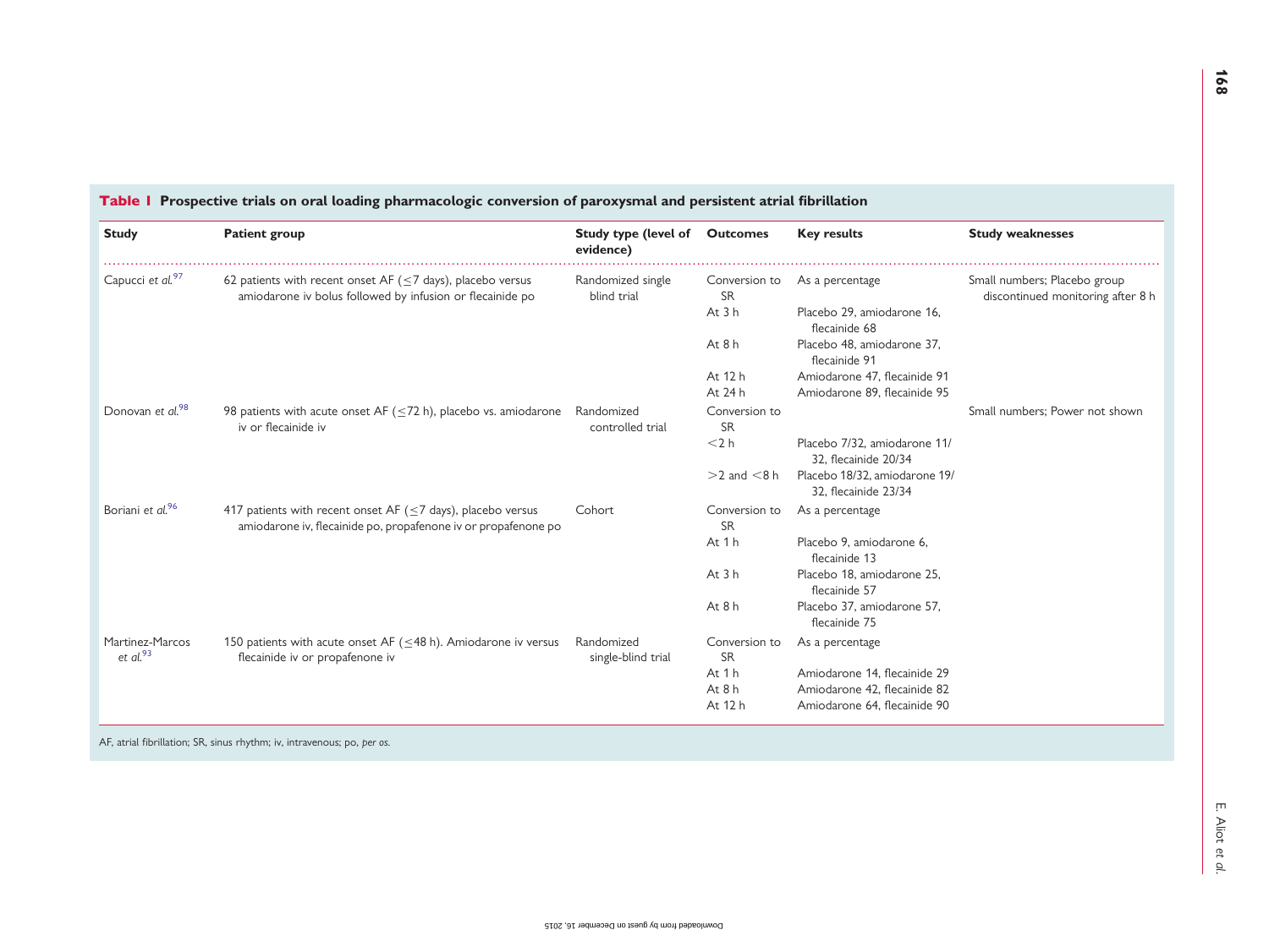**Table 1** Prospective trials on oral loading pharmacologic conversion of paroxysmal and persistent atrial fibrillation

| Study | Patient group | Study type (level of evidence) | Outcomes | Key results | Study weaknesses |
|---|---|---|---|---|---|
| Capucci *et al.*[97] | 62 patients with recent onset AF (≤7 days), placebo versus amiodarone iv bolus followed by infusion or flecainide po | Randomized single blind trial | Conversion to SR | As a percentage | Small numbers; Placebo group discontinued monitoring after 8 h |
| | | | At 3 h | Placebo 29, amiodarone 16, flecainide 68 | |
| | | | At 8 h | Placebo 48, amiodarone 37, flecainide 91 | |
| | | | At 12 h | Amiodarone 47, flecainide 91 | |
| | | | At 24 h | Amiodarone 89, flecainide 95 | |
| Donovan *et al.*[98] | 98 patients with acute onset AF (≤72 h), placebo vs. amiodarone iv or flecainide iv | Randomized controlled trial | Conversion to SR | | Small numbers; Power not shown |
| | | | <2 h | Placebo 7/32, amiodarone 11/32, flecainide 20/34 | |
| | | | >2 and <8 h | Placebo 18/32, amiodarone 19/32, flecainide 23/34 | |
| Boriani *et al.*[96] | 417 patients with recent onset AF (≤7 days), placebo versus amiodarone iv, flecainide po, propafenone iv or propafenone po | Cohort | Conversion to SR | As a percentage | |
| | | | At 1 h | Placebo 9, amiodarone 6, flecainide 13 | |
| | | | At 3 h | Placebo 18, amiodarone 25, flecainide 57 | |
| | | | At 8 h | Placebo 37, amiodarone 57, flecainide 75 | |
| Martinez-Marcos *et al.*[93] | 150 patients with acute onset AF (≤48 h). Amiodarone iv versus flecainide iv or propafenone iv | Randomized single-blind trial | Conversion to SR | As a percentage | |
| | | | At 1 h | Amiodarone 14, flecainide 29 | |
| | | | At 8 h | Amiodarone 42, flecainide 82 | |
| | | | At 12 h | Amiodarone 64, flecainide 90 | |

AF, atrial fibrillation; SR, sinus rhythm; iv, intravenous; po, *per os*.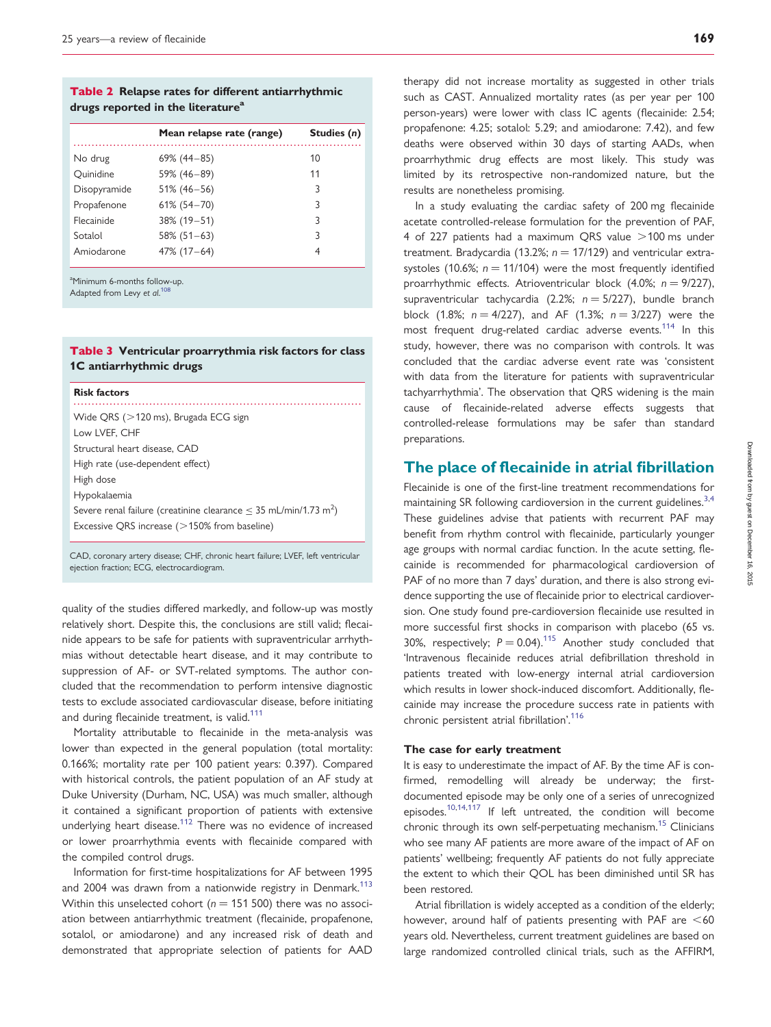**Table 2** Relapse rates for different antiarrhythmic drugs reported in the literature[a]

| | Mean relapse rate (range) | Studies (n) |
|---|---|---|
| No drug | 69% (44–85) | 10 |
| Quinidine | 59% (46–89) | 11 |
| Disopyramide | 51% (46–56) | 3 |
| Propafenone | 61% (54–70) | 3 |
| Flecainide | 38% (19–51) | 3 |
| Sotalol | 58% (51–63) | 3 |
| Amiodarone | 47% (17–64) | 4 |

[a]Minimum 6-months follow-up.
Adapted from Levy *et al.*[108]

**Table 3** Ventricular proarrythmia risk factors for class 1C antiarrhythmic drugs

| Risk factors |
|---|
| Wide QRS (>120 ms), Brugada ECG sign |
| Low LVEF, CHF |
| Structural heart disease, CAD |
| High rate (use-dependent effect) |
| High dose |
| Hypokalaemia |
| Severe renal failure (creatinine clearance ≤ 35 mL/min/1.73 m$^2$) |
| Excessive QRS increase (>150% from baseline) |

CAD, coronary artery disease; CHF, chronic heart failure; LVEF, left ventricular ejection fraction; ECG, electrocardiogram.

quality of the studies differed markedly, and follow-up was mostly relatively short. Despite this, the conclusions are still valid; flecainide appears to be safe for patients with supraventricular arrhythmias without detectable heart disease, and it may contribute to suppression of AF- or SVT-related symptoms. The author concluded that the recommendation to perform intensive diagnostic tests to exclude associated cardiovascular disease, before initiating and during flecainide treatment, is valid.[111]

Mortality attributable to flecainide in the meta-analysis was lower than expected in the general population (total mortality: 0.166%; mortality rate per 100 patient years: 0.397). Compared with historical controls, the patient population of an AF study at Duke University (Durham, NC, USA) was much smaller, although it contained a significant proportion of patients with extensive underlying heart disease.[112] There was no evidence of increased or lower proarrhythmia events with flecainide compared with the compiled control drugs.

Information for first-time hospitalizations for AF between 1995 and 2004 was drawn from a nationwide registry in Denmark.[113] Within this unselected cohort ($n = 151\,500$) there was no association between antiarrhythmic treatment (flecainide, propafenone, sotalol, or amiodarone) and any increased risk of death and demonstrated that appropriate selection of patients for AAD therapy did not increase mortality as suggested in other trials such as CAST. Annualized mortality rates (as per year per 100 person-years) were lower with class IC agents (flecainide: 2.54; propafenone: 4.25; sotalol: 5.29; and amiodarone: 7.42), and few deaths were observed within 30 days of starting AADs, when proarrhythmic drug effects are most likely. This study was limited by its retrospective non-randomized nature, but the results are nonetheless promising.

In a study evaluating the cardiac safety of 200 mg flecainide acetate controlled-release formulation for the prevention of PAF, 4 of 227 patients had a maximum QRS value >100 ms under treatment. Bradycardia (13.2%; $n = 17/129$) and ventricular extrasystoles (10.6%; $n = 11/104$) were the most frequently identified proarrhythmic effects. Atrioventricular block (4.0%; $n = 9/227$), supraventricular tachycardia (2.2%; $n = 5/227$), bundle branch block (1.8%; $n = 4/227$), and AF (1.3%; $n = 3/227$) were the most frequent drug-related cardiac adverse events.[114] In this study, however, there was no comparison with controls. It was concluded that the cardiac adverse event rate was 'consistent with data from the literature for patients with supraventricular tachyarrhythmia'. The observation that QRS widening is the main cause of flecainide-related adverse effects suggests that controlled-release formulations may be safer than standard preparations.

## The place of flecainide in atrial fibrillation

Flecainide is one of the first-line treatment recommendations for maintaining SR following cardioversion in the current guidelines.[3,4] These guidelines advise that patients with recurrent PAF may benefit from rhythm control with flecainide, particularly younger age groups with normal cardiac function. In the acute setting, flecainide is recommended for pharmacological cardioversion of PAF of no more than 7 days' duration, and there is also strong evidence supporting the use of flecainide prior to electrical cardioversion. One study found pre-cardioversion flecainide use resulted in more successful first shocks in comparison with placebo (65 vs. 30%, respectively; $P = 0.04$).[115] Another study concluded that 'Intravenous flecainide reduces atrial defibrillation threshold in patients treated with low-energy internal atrial cardioversion which results in lower shock-induced discomfort. Additionally, flecainide may increase the procedure success rate in patients with chronic persistent atrial fibrillation'.[116]

### The case for early treatment

It is easy to underestimate the impact of AF. By the time AF is confirmed, remodelling will already be underway; the first-documented episode may be only one of a series of unrecognized episodes.[10,14,117] If left untreated, the condition will become chronic through its own self-perpetuating mechanism.[15] Clinicians who see many AF patients are more aware of the impact of AF on patients' wellbeing; frequently AF patients do not fully appreciate the extent to which their QOL has been diminished until SR has been restored.

Atrial fibrillation is widely accepted as a condition of the elderly; however, around half of patients presenting with PAF are <60 years old. Nevertheless, current treatment guidelines are based on large randomized controlled clinical trials, such as the AFFIRM,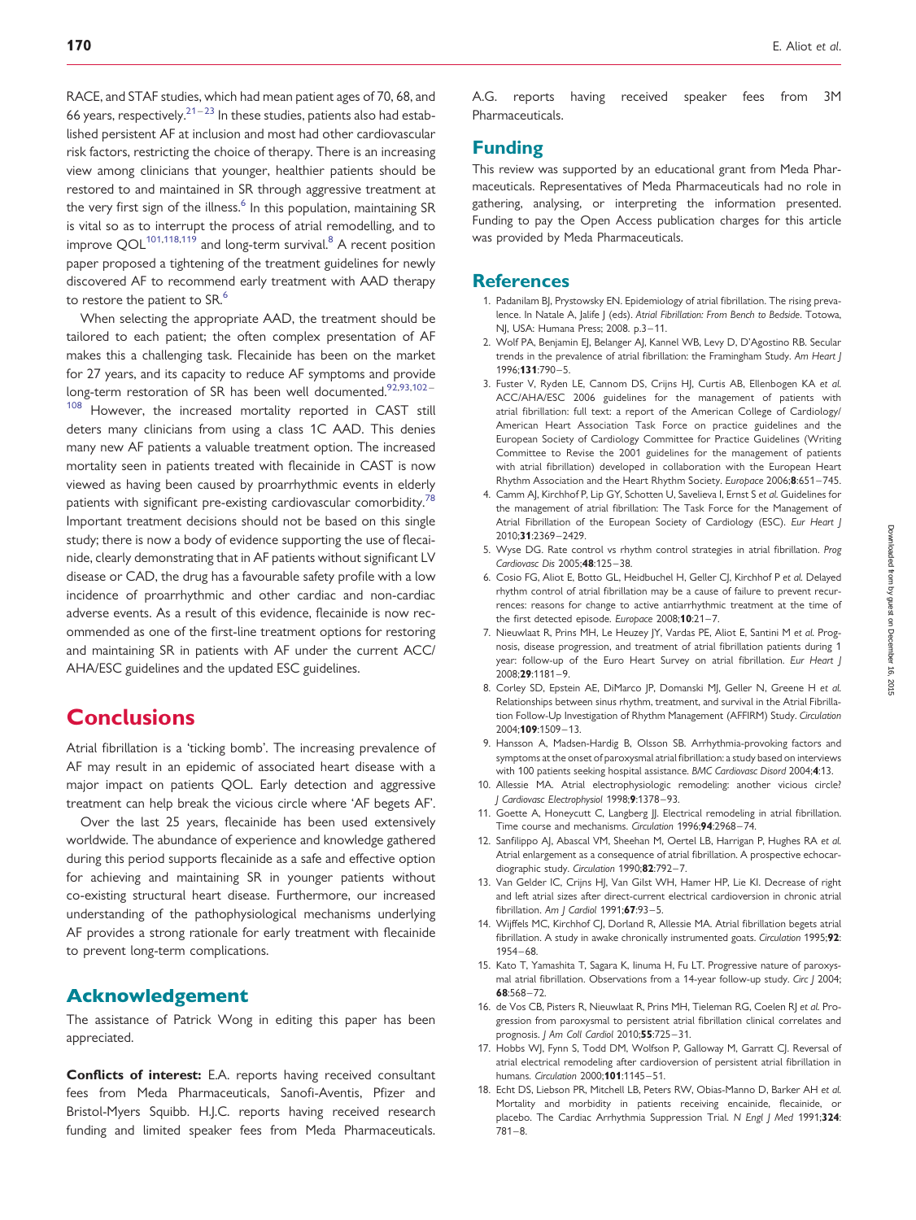RACE, and STAF studies, which had mean patient ages of 70, 68, and 66 years, respectively.[21–23] In these studies, patients also had established persistent AF at inclusion and most had other cardiovascular risk factors, restricting the choice of therapy. There is an increasing view among clinicians that younger, healthier patients should be restored to and maintained in SR through aggressive treatment at the very first sign of the illness.[6] In this population, maintaining SR is vital so as to interrupt the process of atrial remodelling, and to improve QOL[101,118,119] and long-term survival.[8] A recent position paper proposed a tightening of the treatment guidelines for newly discovered AF to recommend early treatment with AAD therapy to restore the patient to SR.[6]

When selecting the appropriate AAD, the treatment should be tailored to each patient; the often complex presentation of AF makes this a challenging task. Flecainide has been on the market for 27 years, and its capacity to reduce AF symptoms and provide long-term restoration of SR has been well documented.[92,93,102–108] However, the increased mortality reported in CAST still deters many clinicians from using a class 1C AAD. This denies many new AF patients a valuable treatment option. The increased mortality seen in patients treated with flecainide in CAST is now viewed as having been caused by proarrhythmic events in elderly patients with significant pre-existing cardiovascular comorbidity.[78] Important treatment decisions should not be based on this single study; there is now a body of evidence supporting the use of flecainide, clearly demonstrating that in AF patients without significant LV disease or CAD, the drug has a favourable safety profile with a low incidence of proarrhythmic and other cardiac and non-cardiac adverse events. As a result of this evidence, flecainide is now recommended as one of the first-line treatment options for restoring and maintaining SR in patients with AF under the current ACC/AHA/ESC guidelines and the updated ESC guidelines.

# Conclusions

Atrial fibrillation is a 'ticking bomb'. The increasing prevalence of AF may result in an epidemic of associated heart disease with a major impact on patients QOL. Early detection and aggressive treatment can help break the vicious circle where 'AF begets AF'.

Over the last 25 years, flecainide has been used extensively worldwide. The abundance of experience and knowledge gathered during this period supports flecainide as a safe and effective option for achieving and maintaining SR in younger patients without co-existing structural heart disease. Furthermore, our increased understanding of the pathophysiological mechanisms underlying AF provides a strong rationale for early treatment with flecainide to prevent long-term complications.

## Acknowledgement

The assistance of Patrick Wong in editing this paper has been appreciated.

**Conflicts of interest:** E.A. reports having received consultant fees from Meda Pharmaceuticals, Sanofi-Aventis, Pfizer and Bristol-Myers Squibb. H.J.C. reports having received research funding and limited speaker fees from Meda Pharmaceuticals. A.G. reports having received speaker fees from 3M Pharmaceuticals.

## Funding

This review was supported by an educational grant from Meda Pharmaceuticals. Representatives of Meda Pharmaceuticals had no role in gathering, analysing, or interpreting the information presented. Funding to pay the Open Access publication charges for this article was provided by Meda Pharmaceuticals.

## References

1. Padanilam BJ, Prystowsky EN. Epidemiology of atrial fibrillation. The rising prevalence. In Natale A, Jalife J (eds). *Atrial Fibrillation: From Bench to Bedside*. Totowa, NJ, USA: Humana Press; 2008. p.3–11.
2. Wolf PA, Benjamin EJ, Belanger AJ, Kannel WB, Levy D, D'Agostino RB. Secular trends in the prevalence of atrial fibrillation: the Framingham Study. *Am Heart J* 1996;**131**:790–5.
3. Fuster V, Ryden LE, Cannom DS, Crijns HJ, Curtis AB, Ellenbogen KA *et al.* ACC/AHA/ESC 2006 guidelines for the management of patients with atrial fibrillation: full text: a report of the American College of Cardiology/American Heart Association Task Force on practice guidelines and the European Society of Cardiology Committee for Practice Guidelines (Writing Committee to Revise the 2001 guidelines for the management of patients with atrial fibrillation) developed in collaboration with the European Heart Rhythm Association and the Heart Rhythm Society. *Europace* 2006;**8**:651–745.
4. Camm AJ, Kirchhof P, Lip GY, Schotten U, Savelieva I, Ernst S *et al.* Guidelines for the management of atrial fibrillation: The Task Force for the Management of Atrial Fibrillation of the European Society of Cardiology (ESC). *Eur Heart J* 2010;**31**:2369–2429.
5. Wyse DG. Rate control vs rhythm control strategies in atrial fibrillation. *Prog Cardiovasc Dis* 2005;**48**:125–38.
6. Cosio FG, Aliot E, Botto GL, Heidbuchel H, Geller CJ, Kirchhof P *et al.* Delayed rhythm control of atrial fibrillation may be a cause of failure to prevent recurrences: reasons for change to active antiarrhythmic treatment at the time of the first detected episode. *Europace* 2008;**10**:21–7.
7. Nieuwlaat R, Prins MH, Le Heuzey JY, Vardas PE, Aliot E, Santini M *et al.* Prognosis, disease progression, and treatment of atrial fibrillation patients during 1 year: follow-up of the Euro Heart Survey on atrial fibrillation. *Eur Heart J* 2008;**29**:1181–9.
8. Corley SD, Epstein AE, DiMarco JP, Domanski MJ, Geller N, Greene H *et al.* Relationships between sinus rhythm, treatment, and survival in the Atrial Fibrillation Follow-Up Investigation of Rhythm Management (AFFIRM) Study. *Circulation* 2004;**109**:1509–13.
9. Hansson A, Madsen-Hardig B, Olsson SB. Arrhythmia-provoking factors and symptoms at the onset of paroxysmal atrial fibrillation: a study based on interviews with 100 patients seeking hospital assistance. *BMC Cardiovasc Disord* 2004;**4**:13.
10. Allessie MA. Atrial electrophysiologic remodeling: another vicious circle? *J Cardiovasc Electrophysiol* 1998;**9**:1378–93.
11. Goette A, Honeycutt C, Langberg JJ. Electrical remodeling in atrial fibrillation. Time course and mechanisms. *Circulation* 1996;**94**:2968–74.
12. Sanfilippo AJ, Abascal VM, Sheehan M, Oertel LB, Harrigan P, Hughes RA *et al.* Atrial enlargement as a consequence of atrial fibrillation. A prospective echocardiographic study. *Circulation* 1990;**82**:792–7.
13. Van Gelder IC, Crijns HJ, Van Gilst WH, Hamer HP, Lie KI. Decrease of right and left atrial sizes after direct-current electrical cardioversion in chronic atrial fibrillation. *Am J Cardiol* 1991;**67**:93–5.
14. Wijffels MC, Kirchhof CJ, Dorland R, Allessie MA. Atrial fibrillation begets atrial fibrillation. A study in awake chronically instrumented goats. *Circulation* 1995;**92**:1954–68.
15. Kato T, Yamashita T, Sagara K, Iinuma H, Fu LT. Progressive nature of paroxysmal atrial fibrillation. Observations from a 14-year follow-up study. *Circ J* 2004;**68**:568–72.
16. de Vos CB, Pisters R, Nieuwlaat R, Prins MH, Tieleman RG, Coelen RJ *et al.* Progression from paroxysmal to persistent atrial fibrillation clinical correlates and prognosis. *J Am Coll Cardiol* 2010;**55**:725–31.
17. Hobbs WJ, Fynn S, Todd DM, Wolfson P, Galloway M, Garratt CJ. Reversal of atrial electrical remodeling after cardioversion of persistent atrial fibrillation in humans. *Circulation* 2000;**101**:1145–51.
18. Echt DS, Liebson PR, Mitchell LB, Peters RW, Obias-Manno D, Barker AH *et al.* Mortality and morbidity in patients receiving encainide, flecainide, or placebo. The Cardiac Arrhythmia Suppression Trial. *N Engl J Med* 1991;**324**:781–8.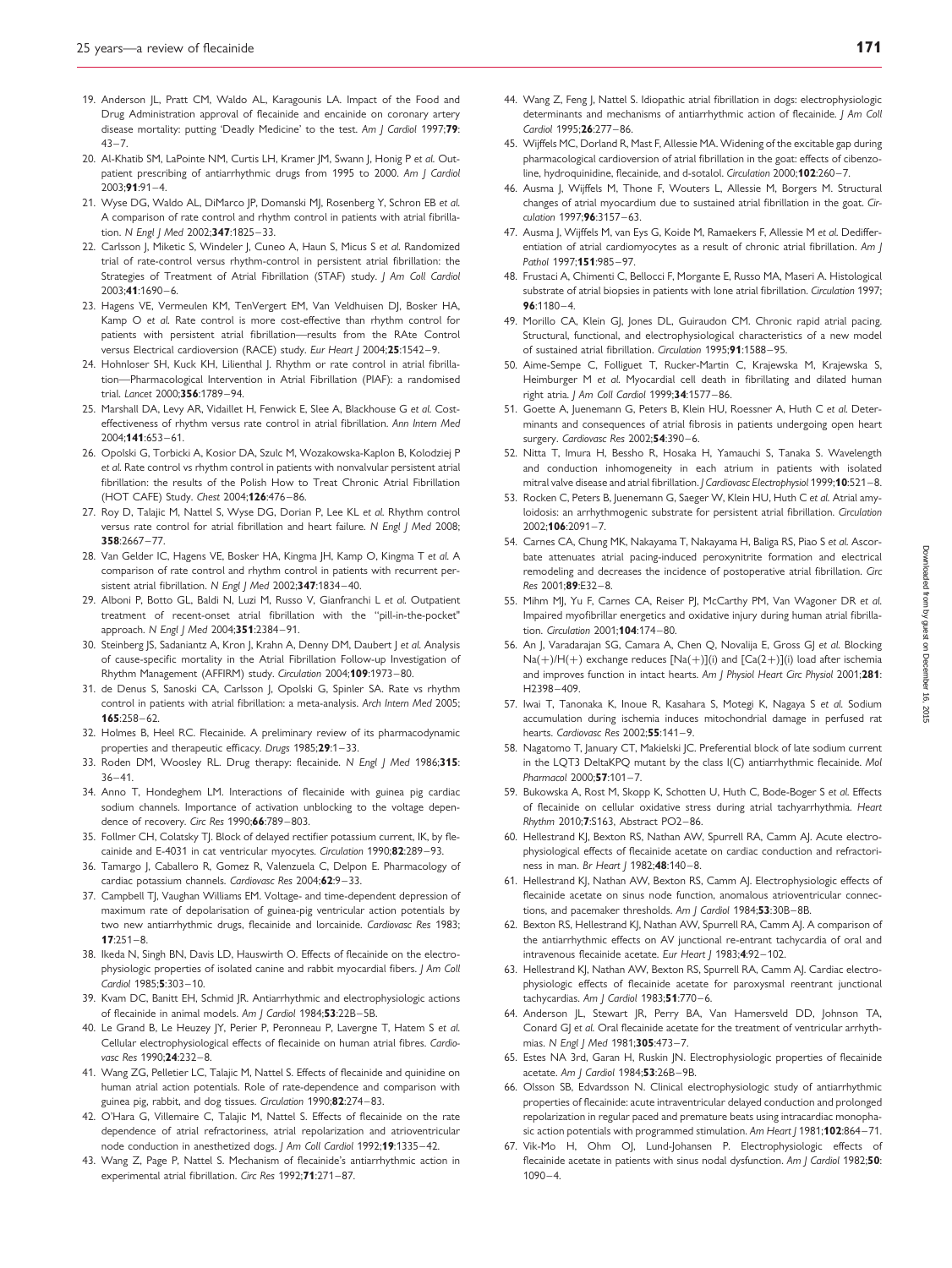19. Anderson JL, Pratt CM, Waldo AL, Karagounis LA. Impact of the Food and Drug Administration approval of flecainide and encainide on coronary artery disease mortality: putting 'Deadly Medicine' to the test. *Am J Cardiol* 1997;**79**:43–7.
20. Al-Khatib SM, LaPointe NM, Curtis LH, Kramer JM, Swann J, Honig P *et al.* Outpatient prescribing of antiarrhythmic drugs from 1995 to 2000. *Am J Cardiol* 2003;**91**:91–4.
21. Wyse DG, Waldo AL, DiMarco JP, Domanski MJ, Rosenberg Y, Schron EB *et al.* A comparison of rate control and rhythm control in patients with atrial fibrillation. *N Engl J Med* 2002;**347**:1825–33.
22. Carlsson J, Miketic S, Windeler J, Cuneo A, Haun S, Micus S *et al.* Randomized trial of rate-control versus rhythm-control in persistent atrial fibrillation: the Strategies of Treatment of Atrial Fibrillation (STAF) study. *J Am Coll Cardiol* 2003;**41**:1690–6.
23. Hagens VE, Vermeulen KM, TenVergert EM, Van Veldhuisen DJ, Bosker HA, Kamp O *et al.* Rate control is more cost-effective than rhythm control for patients with persistent atrial fibrillation—results from the RAte Control versus Electrical cardioversion (RACE) study. *Eur Heart J* 2004;**25**:1542–9.
24. Hohnloser SH, Kuck KH, Lilienthal J. Rhythm or rate control in atrial fibrillation—Pharmacological Intervention in Atrial Fibrillation (PIAF): a randomised trial. *Lancet* 2000;**356**:1789–94.
25. Marshall DA, Levy AR, Vidaillet H, Fenwick E, Slee A, Blackhouse G *et al.* Cost-effectiveness of rhythm versus rate control in atrial fibrillation. *Ann Intern Med* 2004;**141**:653–61.
26. Opolski G, Torbicki A, Kosior DA, Szulc M, Wozakowska-Kaplon B, Kolodziej P *et al.* Rate control vs rhythm control in patients with nonvalvular persistent atrial fibrillation: the results of the Polish How to Treat Chronic Atrial Fibrillation (HOT CAFE) Study. *Chest* 2004;**126**:476–86.
27. Roy D, Talajic M, Nattel S, Wyse DG, Dorian P, Lee KL *et al.* Rhythm control versus rate control for atrial fibrillation and heart failure. *N Engl J Med* 2008;**358**:2667–77.
28. Van Gelder IC, Hagens VE, Bosker HA, Kingma JH, Kamp O, Kingma T *et al.* A comparison of rate control and rhythm control in patients with recurrent persistent atrial fibrillation. *N Engl J Med* 2002;**347**:1834–40.
29. Alboni P, Botto GL, Baldi N, Luzi M, Russo V, Gianfranchi L *et al.* Outpatient treatment of recent-onset atrial fibrillation with the "pill-in-the-pocket" approach. *N Engl J Med* 2004;**351**:2384–91.
30. Steinberg JS, Sadaniantz A, Kron J, Krahn A, Denny DM, Daubert J *et al.* Analysis of cause-specific mortality in the Atrial Fibrillation Follow-up Investigation of Rhythm Management (AFFIRM) study. *Circulation* 2004;**109**:1973–80.
31. de Denus S, Sanoski CA, Carlsson J, Opolski G, Spinler SA. Rate vs rhythm control in patients with atrial fibrillation: a meta-analysis. *Arch Intern Med* 2005;**165**:258–62.
32. Holmes B, Heel RC. Flecainide. A preliminary review of its pharmacodynamic properties and therapeutic efficacy. *Drugs* 1985;**29**:1–33.
33. Roden DM, Woosley RL. Drug therapy: flecainide. *N Engl J Med* 1986;**315**:36–41.
34. Anno T, Hondeghem LM. Interactions of flecainide with guinea pig cardiac sodium channels. Importance of activation unblocking to the voltage dependence of recovery. *Circ Res* 1990;**66**:789–803.
35. Follmer CH, Colatsky TJ. Block of delayed rectifier potassium current, IK, by flecainide and E-4031 in cat ventricular myocytes. *Circulation* 1990;**82**:289–93.
36. Tamargo J, Caballero R, Gomez R, Valenzuela C, Delpon E. Pharmacology of cardiac potassium channels. *Cardiovasc Res* 2004;**62**:9–33.
37. Campbell TJ, Vaughan Williams EM. Voltage- and time-dependent depression of maximum rate of depolarisation of guinea-pig ventricular action potentials by two new antiarrhythmic drugs, flecainide and lorcainide. *Cardiovasc Res* 1983;**17**:251–8.
38. Ikeda N, Singh BN, Davis LD, Hauswirth O. Effects of flecainide on the electrophysiologic properties of isolated canine and rabbit myocardial fibers. *J Am Coll Cardiol* 1985;**5**:303–10.
39. Kvam DC, Banitt EH, Schmid JR. Antiarrhythmic and electrophysiologic actions of flecainide in animal models. *Am J Cardiol* 1984;**53**:22B–5B.
40. Le Grand B, Le Heuzey JY, Perier P, Peronneau P, Lavergne T, Hatem S *et al.* Cellular electrophysiological effects of flecainide on human atrial fibres. *Cardiovasc Res* 1990;**24**:232–8.
41. Wang ZG, Pelletier LC, Talajic M, Nattel S. Effects of flecainide and quinidine on human atrial action potentials. Role of rate-dependence and comparison with guinea pig, rabbit, and dog tissues. *Circulation* 1990;**82**:274–83.
42. O'Hara G, Villemaire C, Talajic M, Nattel S. Effects of flecainide on the rate dependence of atrial refractoriness, atrial repolarization and atrioventricular node conduction in anesthetized dogs. *J Am Coll Cardiol* 1992;**19**:1335–42.
43. Wang Z, Page P, Nattel S. Mechanism of flecainide's antiarrhythmic action in experimental atrial fibrillation. *Circ Res* 1992;**71**:271–87.
44. Wang Z, Feng J, Nattel S. Idiopathic atrial fibrillation in dogs: electrophysiologic determinants and mechanisms of antiarrhythmic action of flecainide. *J Am Coll Cardiol* 1995;**26**:277–86.
45. Wijffels MC, Dorland R, Mast F, Allessie MA. Widening of the excitable gap during pharmacological cardioversion of atrial fibrillation in the goat: effects of cibenzoline, hydroquinidine, flecainide, and d-sotalol. *Circulation* 2000;**102**:260–7.
46. Ausma J, Wijffels M, Thone F, Wouters L, Allessie M, Borgers M. Structural changes of atrial myocardium due to sustained atrial fibrillation in the goat. *Circulation* 1997;**96**:3157–63.
47. Ausma J, Wijffels M, van Eys G, Koide M, Ramaekers F, Allessie M *et al.* Dedifferentiation of atrial cardiomyocytes as a result of chronic atrial fibrillation. *Am J Pathol* 1997;**151**:985–97.
48. Frustaci A, Chimenti C, Bellocci F, Morgante E, Russo MA, Maseri A. Histological substrate of atrial biopsies in patients with lone atrial fibrillation. *Circulation* 1997;**96**:1180–4.
49. Morillo CA, Klein GJ, Jones DL, Guiraudon CM. Chronic rapid atrial pacing. Structural, functional, and electrophysiological characteristics of a new model of sustained atrial fibrillation. *Circulation* 1995;**91**:1588–95.
50. Aime-Sempe C, Folliguet T, Rucker-Martin C, Krajewska M, Krajewska S, Heimburger M *et al.* Myocardial cell death in fibrillating and dilated human right atria. *J Am Coll Cardiol* 1999;**34**:1577–86.
51. Goette A, Juenemann G, Peters B, Klein HU, Roessner A, Huth C *et al.* Determinants and consequences of atrial fibrosis in patients undergoing open heart surgery. *Cardiovasc Res* 2002;**54**:390–6.
52. Nitta T, Imura H, Bessho R, Hosaka H, Yamauchi S, Tanaka S. Wavelength and conduction inhomogeneity in each atrium in patients with isolated mitral valve disease and atrial fibrillation. *J Cardiovasc Electrophysiol* 1999;**10**:521–8.
53. Rocken C, Peters B, Juenemann G, Saeger W, Klein HU, Huth C *et al.* Atrial amyloidosis: an arrhythmogenic substrate for persistent atrial fibrillation. *Circulation* 2002;**106**:2091–7.
54. Carnes CA, Chung MK, Nakayama T, Nakayama H, Baliga RS, Piao S *et al.* Ascorbate attenuates atrial pacing-induced peroxynitrite formation and electrical remodeling and decreases the incidence of postoperative atrial fibrillation. *Circ Res* 2001;**89**:E32–8.
55. Mihm MJ, Yu F, Carnes CA, Reiser PJ, McCarthy PM, Van Wagoner DR *et al.* Impaired myofibrillar energetics and oxidative injury during human atrial fibrillation. *Circulation* 2001;**104**:174–80.
56. An J, Varadarajan SG, Camara A, Chen Q, Novalija E, Gross GJ *et al.* Blocking Na(+)/H(+) exchange reduces [Na(+)](i) and [Ca(2+)](i) load after ischemia and improves function in intact hearts. *Am J Physiol Heart Circ Physiol* 2001;**281**:H2398–409.
57. Iwai T, Tanonaka K, Inoue R, Kasahara S, Motegi K, Nagaya S *et al.* Sodium accumulation during ischemia induces mitochondrial damage in perfused rat hearts. *Cardiovasc Res* 2002;**55**:141–9.
58. Nagatomo T, January CT, Makielski JC. Preferential block of late sodium current in the LQT3 DeltaKPQ mutant by the class I(C) antiarrhythmic flecainide. *Mol Pharmacol* 2000;**57**:101–7.
59. Bukowska A, Rost M, Skopp K, Schotten U, Huth C, Bode-Boger S *et al.* Effects of flecainide on cellular oxidative stress during atrial tachyarrhythmia. *Heart Rhythm* 2010;**7**:S163, Abstract PO2–86.
60. Hellestrand KJ, Bexton RS, Nathan AW, Spurrell RA, Camm AJ. Acute electrophysiological effects of flecainide acetate on cardiac conduction and refractoriness in man. *Br Heart J* 1982;**48**:140–8.
61. Hellestrand KJ, Nathan AW, Bexton RS, Camm AJ. Electrophysiologic effects of flecainide acetate on sinus node function, anomalous atrioventricular connections, and pacemaker thresholds. *Am J Cardiol* 1984;**53**:30B–8B.
62. Bexton RS, Hellestrand KJ, Nathan AW, Spurrell RA, Camm AJ. A comparison of the antiarrhythmic effects on AV junctional re-entrant tachycardia of oral and intravenous flecainide acetate. *Eur Heart J* 1983;**4**:92–102.
63. Hellestrand KJ, Nathan AW, Bexton RS, Spurrell RA, Camm AJ. Cardiac electrophysiologic effects of flecainide acetate for paroxysmal reentrant junctional tachycardias. *Am J Cardiol* 1983;**51**:770–6.
64. Anderson JL, Stewart JR, Perry BA, Van Hamersveld DD, Johnson TA, Conard GJ *et al.* Oral flecainide acetate for the treatment of ventricular arrhythmias. *N Engl J Med* 1981;**305**:473–7.
65. Estes NA 3rd, Garan H, Ruskin JN. Electrophysiologic properties of flecainide acetate. *Am J Cardiol* 1984;**53**:26B–9B.
66. Olsson SB, Edvardsson N. Clinical electrophysiologic study of antiarrhythmic properties of flecainide: acute intraventricular delayed conduction and prolonged repolarization in regular paced and premature beats using intracardiac monophasic action potentials with programmed stimulation. *Am Heart J* 1981;**102**:864–71.
67. Vik-Mo H, Ohm OJ, Lund-Johansen P. Electrophysiologic effects of flecainide acetate in patients with sinus nodal dysfunction. *Am J Cardiol* 1982;**50**:1090–4.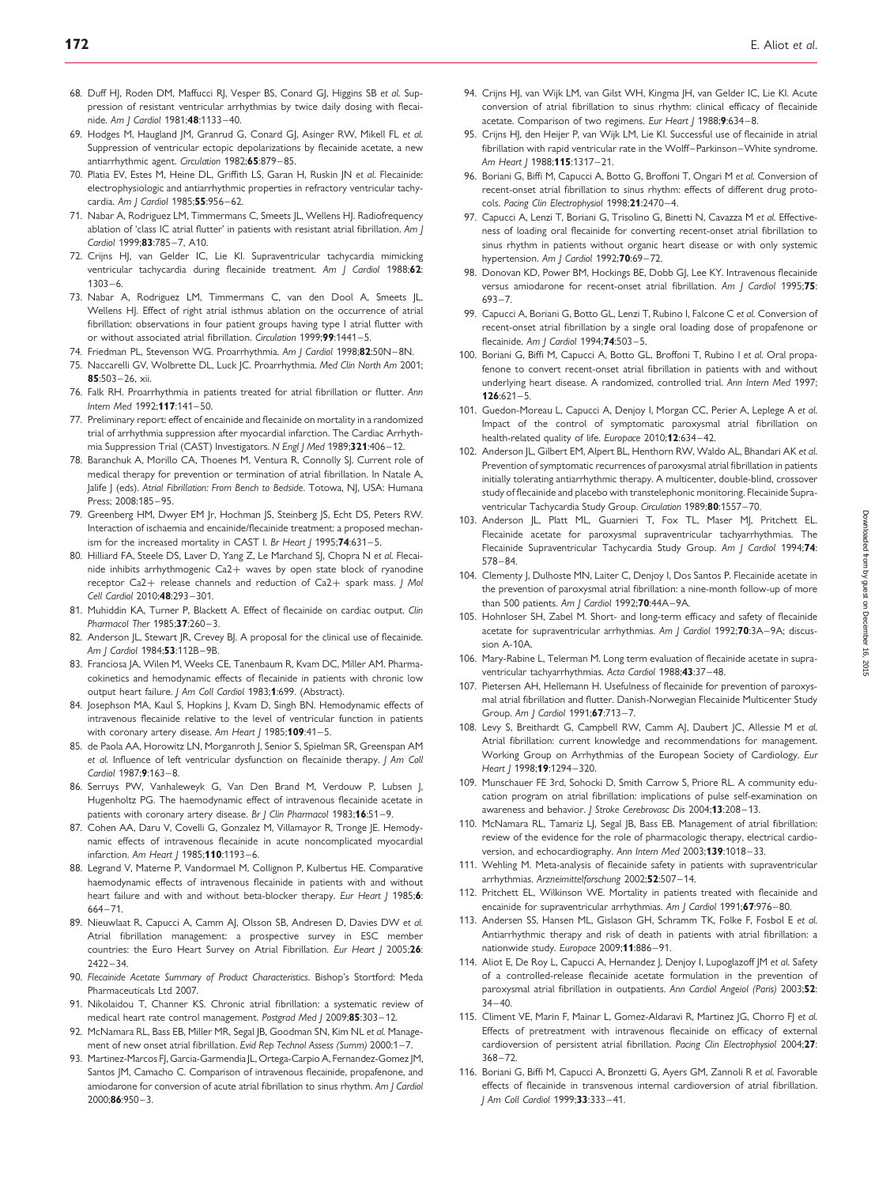68. Duff HJ, Roden DM, Maffucci RJ, Vesper BS, Conard GJ, Higgins SB *et al.* Suppression of resistant ventricular arrhythmias by twice daily dosing with flecainide. *Am J Cardiol* 1981;**48**:1133–40.
69. Hodges M, Haugland JM, Granrud G, Conard GJ, Asinger RW, Mikell FL *et al.* Suppression of ventricular ectopic depolarizations by flecainide acetate, a new antiarrhythmic agent. *Circulation* 1982;**65**:879–85.
70. Platia EV, Estes M, Heine DL, Griffith LS, Garan H, Ruskin JN *et al.* Flecainide: electrophysiologic and antiarrhythmic properties in refractory ventricular tachycardia. *Am J Cardiol* 1985;**55**:956–62.
71. Nabar A, Rodriguez LM, Timmermans C, Smeets JL, Wellens HJ. Radiofrequency ablation of 'class IC atrial flutter' in patients with resistant atrial fibrillation. *Am J Cardiol* 1999;**83**:785–7, A10.
72. Crijns HJ, van Gelder IC, Lie KI. Supraventricular tachycardia mimicking ventricular tachycardia during flecainide treatment. *Am J Cardiol* 1988;**62**:1303–6.
73. Nabar A, Rodriguez LM, Timmermans C, van den Dool A, Smeets JL, Wellens HJ. Effect of right atrial isthmus ablation on the occurrence of atrial fibrillation: observations in four patient groups having type I atrial flutter with or without associated atrial fibrillation. *Circulation* 1999;**99**:1441–5.
74. Friedman PL, Stevenson WG. Proarrhythmia. *Am J Cardiol* 1998;**82**:50N–8N.
75. Naccarelli GV, Wolbrette DL, Luck JC. Proarrhythmia. *Med Clin North Am* 2001; **85**:503–26, xii.
76. Falk RH. Proarrhythmia in patients treated for atrial fibrillation or flutter. *Ann Intern Med* 1992;**117**:141–50.
77. Preliminary report: effect of encainide and flecainide on mortality in a randomized trial of arrhythmia suppression after myocardial infarction. The Cardiac Arrhythmia Suppression Trial (CAST) Investigators. *N Engl J Med* 1989;**321**:406–12.
78. Baranchuk A, Morillo CA, Thoenes M, Ventura R, Connolly SJ. Current role of medical therapy for prevention or termination of atrial fibrillation. In Natale A, Jalife J (eds). *Atrial Fibrillation: From Bench to Bedside*. Totowa, NJ, USA: Humana Press; 2008:185–95.
79. Greenberg HM, Dwyer EM Jr, Hochman JS, Steinberg JS, Echt DS, Peters RW. Interaction of ischaemia and encainide/flecainide treatment: a proposed mechanism for the increased mortality in CAST I. *Br Heart J* 1995;**74**:631–5.
80. Hilliard FA, Steele DS, Laver D, Yang Z, Le Marchand SJ, Chopra N *et al.* Flecainide inhibits arrhythmogenic Ca2+ waves by open state block of ryanodine receptor Ca2+ release channels and reduction of Ca2+ spark mass. *J Mol Cell Cardiol* 2010;**48**:293–301.
81. Muhiddin KA, Turner P, Blackett A. Effect of flecainide on cardiac output. *Clin Pharmacol Ther* 1985;**37**:260–3.
82. Anderson JL, Stewart JR, Crevey BJ. A proposal for the clinical use of flecainide. *Am J Cardiol* 1984;**53**:112B–9B.
83. Franciosa JA, Wilen M, Weeks CE, Tanenbaum R, Kvam DC, Miller AM. Pharmacokinetics and hemodynamic effects of flecainide in patients with chronic low output heart failure. *J Am Coll Cardiol* 1983;**1**:699. (Abstract).
84. Josephson MA, Kaul S, Hopkins J, Kvam D, Singh BN. Hemodynamic effects of intravenous flecainide relative to the level of ventricular function in patients with coronary artery disease. *Am Heart J* 1985;**109**:41–5.
85. de Paola AA, Horowitz LN, Morganroth J, Senior S, Spielman SR, Greenspan AM *et al.* Influence of left ventricular dysfunction on flecainide therapy. *J Am Coll Cardiol* 1987;**9**:163–8.
86. Serruys PW, Vanhaleweyk G, Van Den Brand M, Verdouw P, Lubsen J, Hugenholtz PG. The haemodynamic effect of intravenous flecainide acetate in patients with coronary artery disease. *Br J Clin Pharmacol* 1983;**16**:51–9.
87. Cohen AA, Daru V, Covelli G, Gonzalez M, Villamayor R, Tronge JE. Hemodynamic effects of intravenous flecainide in acute noncomplicated myocardial infarction. *Am Heart J* 1985;**110**:1193–6.
88. Legrand V, Materne P, Vandormael M, Collignon P, Kulbertus HE. Comparative haemodynamic effects of intravenous flecainide in patients with and without heart failure and with and without beta-blocker therapy. *Eur Heart J* 1985;**6**:664–71.
89. Nieuwlaat R, Capucci A, Camm AJ, Olsson SB, Andresen D, Davies DW *et al.* Atrial fibrillation management: a prospective survey in ESC member countries: the Euro Heart Survey on Atrial Fibrillation. *Eur Heart J* 2005;**26**:2422–34.
90. *Flecainide Acetate Summary of Product Characteristics*. Bishop's Stortford: Meda Pharmaceuticals Ltd 2007.
91. Nikolaidou T, Channer KS. Chronic atrial fibrillation: a systematic review of medical heart rate control management. *Postgrad Med J* 2009;**85**:303–12.
92. McNamara RL, Bass EB, Miller MR, Segal JB, Goodman SN, Kim NL *et al.* Management of new onset atrial fibrillation. *Evid Rep Technol Assess (Summ)* 2000:1–7.
93. Martinez-Marcos FJ, Garcia-Garmendia JL, Ortega-Carpio A, Fernandez-Gomez JM, Santos JM, Camacho C. Comparison of intravenous flecainide, propafenone, and amiodarone for conversion of acute atrial fibrillation to sinus rhythm. *Am J Cardiol* 2000;**86**:950–3.
94. Crijns HJ, van Wijk LM, van Gilst WH, Kingma JH, van Gelder IC, Lie KI. Acute conversion of atrial fibrillation to sinus rhythm: clinical efficacy of flecainide acetate. Comparison of two regimens. *Eur Heart J* 1988;**9**:634–8.
95. Crijns HJ, den Heijer P, van Wijk LM, Lie KI. Successful use of flecainide in atrial fibrillation with rapid ventricular rate in the Wolff–Parkinson–White syndrome. *Am Heart J* 1988;**115**:1317–21.
96. Boriani G, Biffi M, Capucci A, Botto G, Broffoni T, Ongari M *et al.* Conversion of recent-onset atrial fibrillation to sinus rhythm: effects of different drug protocols. *Pacing Clin Electrophysiol* 1998;**21**:2470–4.
97. Capucci A, Lenzi T, Boriani G, Trisolino G, Binetti N, Cavazza M *et al.* Effectiveness of loading oral flecainide for converting recent-onset atrial fibrillation to sinus rhythm in patients without organic heart disease or with only systemic hypertension. *Am J Cardiol* 1992;**70**:69–72.
98. Donovan KD, Power BM, Hockings BE, Dobb GJ, Lee KY. Intravenous flecainide versus amiodarone for recent-onset atrial fibrillation. *Am J Cardiol* 1995;**75**:693–7.
99. Capucci A, Boriani G, Botto GL, Lenzi T, Rubino I, Falcone C *et al.* Conversion of recent-onset atrial fibrillation by a single oral loading dose of propafenone or flecainide. *Am J Cardiol* 1994;**74**:503–5.
100. Boriani G, Biffi M, Capucci A, Botto GL, Broffoni T, Rubino I *et al.* Oral propafenone to convert recent-onset atrial fibrillation in patients with and without underlying heart disease. A randomized, controlled trial. *Ann Intern Med* 1997; **126**:621–5.
101. Guedon-Moreau L, Capucci A, Denjoy I, Morgan CC, Perier A, Leplege A *et al.* Impact of the control of symptomatic paroxysmal atrial fibrillation on health-related quality of life. *Europace* 2010;**12**:634–42.
102. Anderson JL, Gilbert EM, Alpert BL, Henthorn RW, Waldo AL, Bhandari AK *et al.* Prevention of symptomatic recurrences of paroxysmal atrial fibrillation in patients initially tolerating antiarrhythmic therapy. A multicenter, double-blind, crossover study of flecainide and placebo with transtelephonic monitoring. Flecainide Supraventricular Tachycardia Study Group. *Circulation* 1989;**80**:1557–70.
103. Anderson JL, Platt ML, Guarnieri T, Fox TL, Maser MJ, Pritchett EL. Flecainide acetate for paroxysmal supraventricular tachyarrhythmias. The Flecainide Supraventricular Tachycardia Study Group. *Am J Cardiol* 1994;**74**:578–84.
104. Clementy J, Dulhoste MN, Laiter C, Denjoy I, Dos Santos P. Flecainide acetate in the prevention of paroxysmal atrial fibrillation: a nine-month follow-up of more than 500 patients. *Am J Cardiol* 1992;**70**:44A–9A.
105. Hohnloser SH, Zabel M. Short- and long-term efficacy and safety of flecainide acetate for supraventricular arrhythmias. *Am J Cardiol* 1992;**70**:3A–9A; discussion A-10A.
106. Mary-Rabine L, Telerman M. Long term evaluation of flecainide acetate in supraventricular tachyarrhythmias. *Acta Cardiol* 1988;**43**:37–48.
107. Pietersen AH, Hellemann H. Usefulness of flecainide for prevention of paroxysmal atrial fibrillation and flutter. Danish-Norwegian Flecainide Multicenter Study Group. *Am J Cardiol* 1991;**67**:713–7.
108. Levy S, Breithardt G, Campbell RW, Camm AJ, Daubert JC, Allessie M *et al.* Atrial fibrillation: current knowledge and recommendations for management. Working Group on Arrhythmias of the European Society of Cardiology. *Eur Heart J* 1998;**19**:1294–320.
109. Munschauer FE 3rd, Sohocki D, Smith Carrow S, Priore RL. A community education program on atrial fibrillation: implications of pulse self-examination on awareness and behavior. *J Stroke Cerebrovasc Dis* 2004;**13**:208–13.
110. McNamara RL, Tamariz LJ, Segal JB, Bass EB. Management of atrial fibrillation: review of the evidence for the role of pharmacologic therapy, electrical cardioversion, and echocardiography. *Ann Intern Med* 2003;**139**:1018–33.
111. Wehling M. Meta-analysis of flecainide safety in patients with supraventricular arrhythmias. *Arzneimittelforschung* 2002;**52**:507–14.
112. Pritchett EL, Wilkinson WE. Mortality in patients treated with flecainide and encainide for supraventricular arrhythmias. *Am J Cardiol* 1991;**67**:976–80.
113. Andersen SS, Hansen ML, Gislason GH, Schramm TK, Folke F, Fosbol E *et al.* Antiarrhythmic therapy and risk of death in patients with atrial fibrillation: a nationwide study. *Europace* 2009;**11**:886–91.
114. Aliot E, De Roy L, Capucci A, Hernandez J, Denjoy I, Lupoglazoff JM *et al.* Safety of a controlled-release flecainide acetate formulation in the prevention of paroxysmal atrial fibrillation in outpatients. *Ann Cardiol Angeiol (Paris)* 2003;**52**:34–40.
115. Climent VE, Marin F, Mainar L, Gomez-Aldaravi R, Martinez JG, Chorro FJ *et al.* Effects of pretreatment with intravenous flecainide on efficacy of external cardioversion of persistent atrial fibrillation. *Pacing Clin Electrophysiol* 2004;**27**:368–72.
116. Boriani G, Biffi M, Capucci A, Bronzetti G, Ayers GM, Zannoli R *et al.* Favorable effects of flecainide in transvenous internal cardioversion of atrial fibrillation. *J Am Coll Cardiol* 1999;**33**:333–41.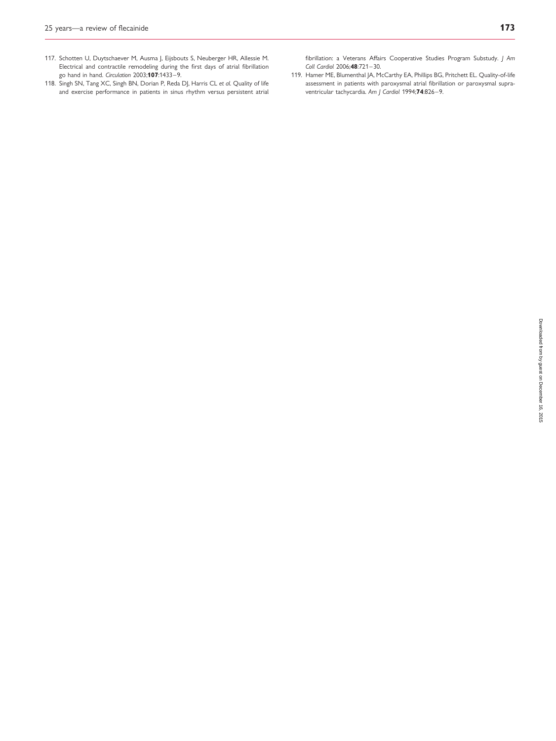117. Schotten U, Duytschaever M, Ausma J, Eijsbouts S, Neuberger HR, Allessie M. Electrical and contractile remodeling during the first days of atrial fibrillation go hand in hand. *Circulation* 2003;**107**:1433–9.
118. Singh SN, Tang XC, Singh BN, Dorian P, Reda DJ, Harris CL *et al.* Quality of life and exercise performance in patients in sinus rhythm versus persistent atrial fibrillation: a Veterans Affairs Cooperative Studies Program Substudy. *J Am Coll Cardiol* 2006;**48**:721–30.
119. Hamer ME, Blumenthal JA, McCarthy EA, Phillips BG, Pritchett EL. Quality-of-life assessment in patients with paroxysmal atrial fibrillation or paroxysmal supraventricular tachycardia. *Am J Cardiol* 1994;**74**:826–9.